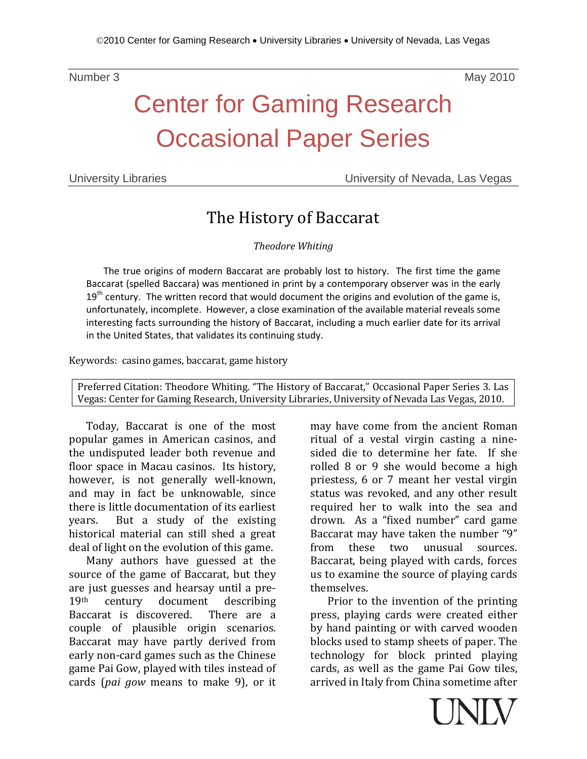©2010 Center for Gaming Research • University Libraries • University of Nevada, Las Vegas

Number 3 May 2010

# Center for Gaming Research Occasional Paper Series

University Libraries University of Nevada, Las Vegas

## The History of Baccarat

*Theodore Whiting*

The true origins of modern Baccarat are probably lost to history. The first time the game Baccarat (spelled Baccara) was mentioned in print by a contemporary observer was in the early 19th century. The written record that would document the origins and evolution of the game is, unfortunately, incomplete. However, a close examination of the available material reveals some interesting facts surrounding the history of Baccarat, including a much earlier date for its arrival in the United States, that validates its continuing study.

Keywords: casino games, baccarat, game history

Preferred Citation: Theodore Whiting. "The History of Baccarat," Occasional Paper Series 3. Las Vegas: Center for Gaming Research, University Libraries, University of Nevada Las Vegas, 2010.

Today, Baccarat is one of the most popular games in American casinos, and the undisputed leader both revenue and floor space in Macau casinos. Its history, however, is not generally well-known, and may in fact be unknowable, since there is little documentation of its earliest years. But a study of the existing historical material can still shed a great deal of light on the evolution of this game.

Many authors have guessed at the source of the game of Baccarat, but they are just guesses and hearsay until a pre-19th century document describing Baccarat is discovered. There are a couple of plausible origin scenarios. Baccarat may have partly derived from early non-card games such as the Chinese game Pai Gow, played with tiles instead of cards (*pai gow* means to make 9), or it may have come from the ancient Roman ritual of a vestal virgin casting a nine-sided die to determine her fate. If she rolled 8 or 9 she would become a high priestess, 6 or 7 meant her vestal virgin status was revoked, and any other result required her to walk into the sea and drown. As a "fixed number" card game Baccarat may have taken the number "9" from these two unusual sources. Baccarat, being played with cards, forces us to examine the source of playing cards themselves.

Prior to the invention of the printing press, playing cards were created either by hand painting or with carved wooden blocks used to stamp sheets of paper. The technology for block printed playing cards, as well as the game Pai Gow tiles, arrived in Italy from China sometime after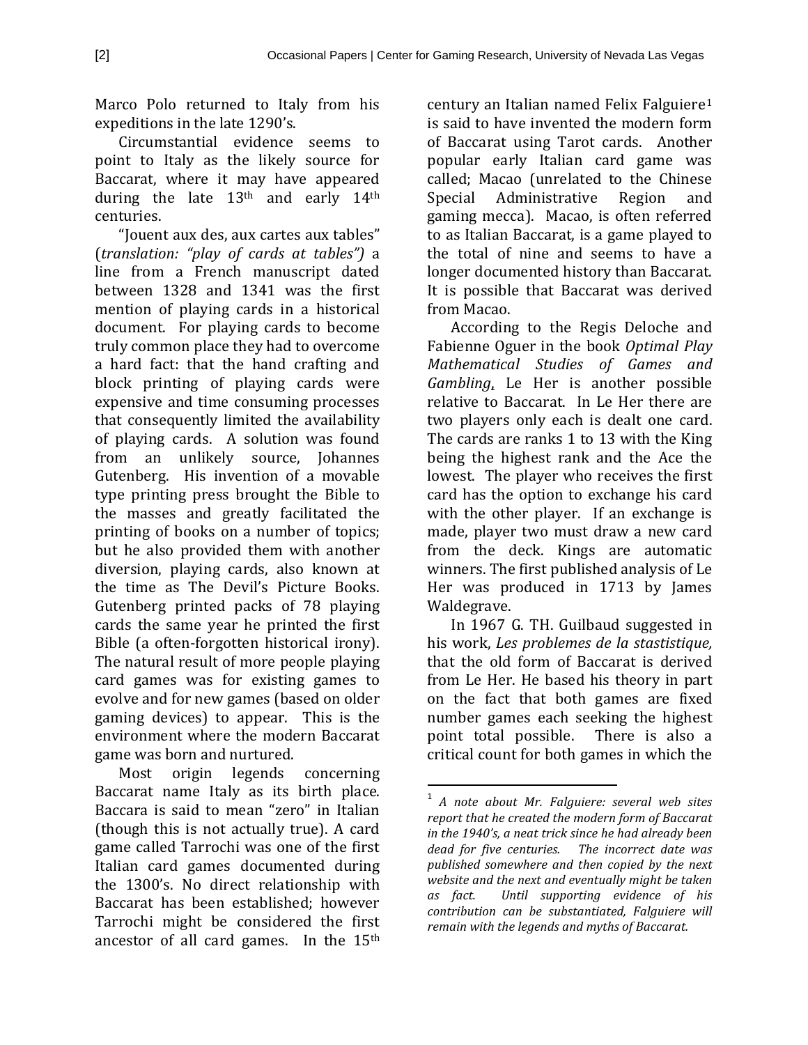Marco Polo returned to Italy from his expeditions in the late 1290's.

Circumstantial evidence seems to point to Italy as the likely source for Baccarat, where it may have appeared during the late 13th and early 14th centuries.

"Jouent aux des, aux cartes aux tables" (*translation: "play of cards at tables")* a line from a French manuscript dated between 1328 and 1341 was the first mention of playing cards in a historical document. For playing cards to become truly common place they had to overcome a hard fact: that the hand crafting and block printing of playing cards were expensive and time consuming processes that consequently limited the availability of playing cards. A solution was found from an unlikely source, Johannes Gutenberg. His invention of a movable type printing press brought the Bible to the masses and greatly facilitated the printing of books on a number of topics; but he also provided them with another diversion, playing cards, also known at the time as The Devil's Picture Books. Gutenberg printed packs of 78 playing cards the same year he printed the first Bible (a often-forgotten historical irony). The natural result of more people playing card games was for existing games to evolve and for new games (based on older gaming devices) to appear. This is the environment where the modern Baccarat game was born and nurtured.

Most origin legends concerning Baccarat name Italy as its birth place. Baccara is said to mean "zero" in Italian (though this is not actually true). A card game called Tarrochi was one of the first Italian card games documented during the 1300's. No direct relationship with Baccarat has been established; however Tarrochi might be considered the first ancestor of all card games. In the 15th century an Italian named Felix Falguiere[1] is said to have invented the modern form of Baccarat using Tarot cards. Another popular early Italian card game was called; Macao (unrelated to the Chinese Special Administrative Region and gaming mecca). Macao, is often referred to as Italian Baccarat, is a game played to the total of nine and seems to have a longer documented history than Baccarat. It is possible that Baccarat was derived from Macao.

According to the Regis Deloche and Fabienne Oguer in the book *Optimal Play Mathematical Studies of Games and Gambling*, Le Her is another possible relative to Baccarat. In Le Her there are two players only each is dealt one card. The cards are ranks 1 to 13 with the King being the highest rank and the Ace the lowest. The player who receives the first card has the option to exchange his card with the other player. If an exchange is made, player two must draw a new card from the deck. Kings are automatic winners. The first published analysis of Le Her was produced in 1713 by James Waldegrave.

In 1967 G. TH. Guilbaud suggested in his work, *Les problemes de la stastistique,* that the old form of Baccarat is derived from Le Her. He based his theory in part on the fact that both games are fixed number games each seeking the highest point total possible. There is also a critical count for both games in which the

---

[1] *A note about Mr. Falguiere: several web sites report that he created the modern form of Baccarat in the 1940's, a neat trick since he had already been dead for five centuries. The incorrect date was published somewhere and then copied by the next website and the next and eventually might be taken as fact. Until supporting evidence of his contribution can be substantiated, Falguiere will remain with the legends and myths of Baccarat.*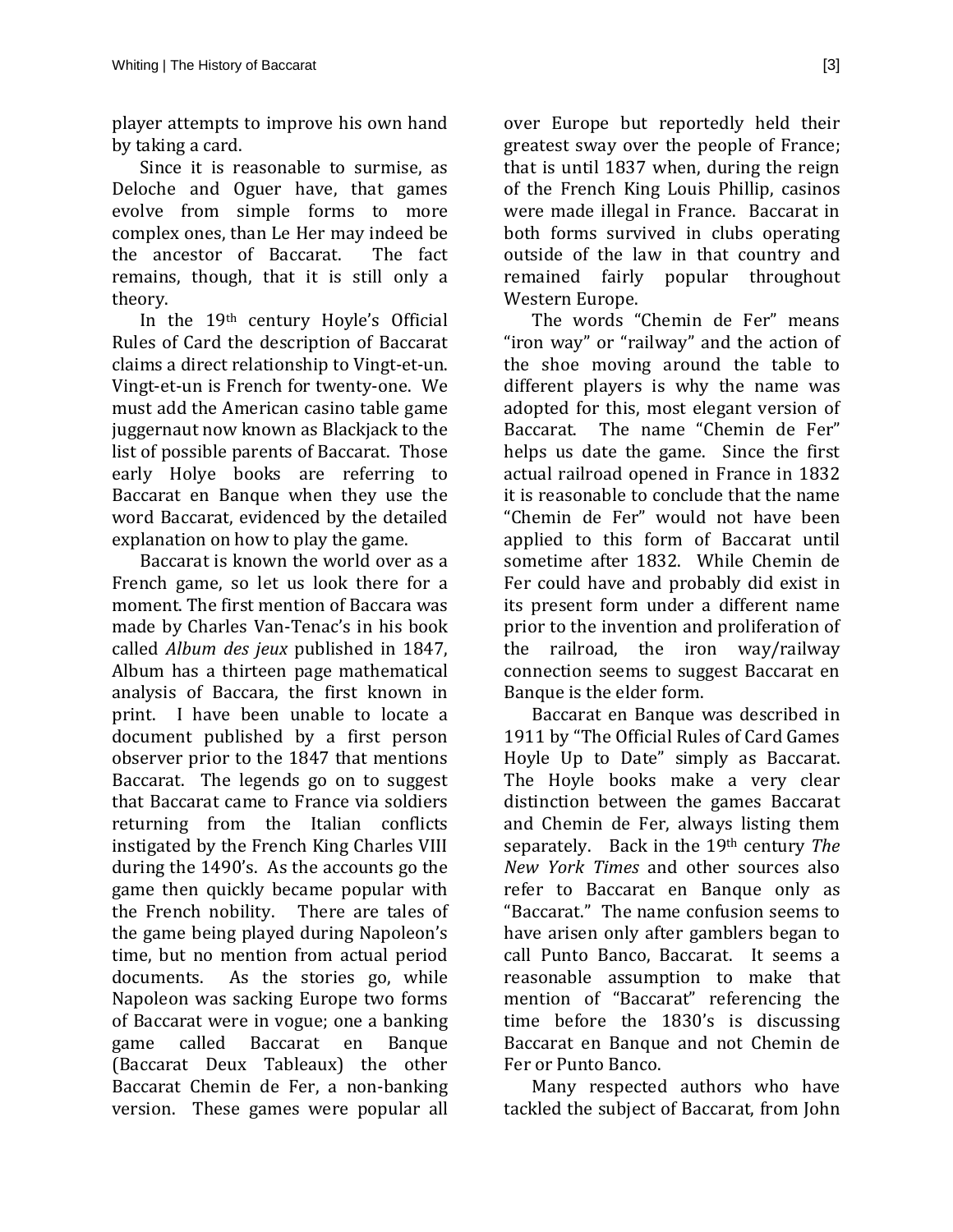player attempts to improve his own hand by taking a card.

Since it is reasonable to surmise, as Deloche and Oguer have, that games evolve from simple forms to more complex ones, than Le Her may indeed be the ancestor of Baccarat. The fact remains, though, that it is still only a theory.

In the 19th century Hoyle's Official Rules of Card the description of Baccarat claims a direct relationship to Vingt-et-un. Vingt-et-un is French for twenty-one. We must add the American casino table game juggernaut now known as Blackjack to the list of possible parents of Baccarat. Those early Holye books are referring to Baccarat en Banque when they use the word Baccarat, evidenced by the detailed explanation on how to play the game.

Baccarat is known the world over as a French game, so let us look there for a moment. The first mention of Baccara was made by Charles Van-Tenac's in his book called *Album des jeux* published in 1847, Album has a thirteen page mathematical analysis of Baccara, the first known in print. I have been unable to locate a document published by a first person observer prior to the 1847 that mentions Baccarat. The legends go on to suggest that Baccarat came to France via soldiers returning from the Italian conflicts instigated by the French King Charles VIII during the 1490's. As the accounts go the game then quickly became popular with the French nobility. There are tales of the game being played during Napoleon's time, but no mention from actual period documents. As the stories go, while Napoleon was sacking Europe two forms of Baccarat were in vogue; one a banking game called Baccarat en Banque (Baccarat Deux Tableaux) the other Baccarat Chemin de Fer, a non-banking version. These games were popular all over Europe but reportedly held their greatest sway over the people of France; that is until 1837 when, during the reign of the French King Louis Phillip, casinos were made illegal in France. Baccarat in both forms survived in clubs operating outside of the law in that country and remained fairly popular throughout Western Europe.

The words "Chemin de Fer" means "iron way" or "railway" and the action of the shoe moving around the table to different players is why the name was adopted for this, most elegant version of Baccarat. The name "Chemin de Fer" helps us date the game. Since the first actual railroad opened in France in 1832 it is reasonable to conclude that the name "Chemin de Fer" would not have been applied to this form of Baccarat until sometime after 1832. While Chemin de Fer could have and probably did exist in its present form under a different name prior to the invention and proliferation of the railroad, the iron way/railway connection seems to suggest Baccarat en Banque is the elder form.

Baccarat en Banque was described in 1911 by "The Official Rules of Card Games Hoyle Up to Date" simply as Baccarat. The Hoyle books make a very clear distinction between the games Baccarat and Chemin de Fer, always listing them separately. Back in the 19th century *The New York Times* and other sources also refer to Baccarat en Banque only as "Baccarat." The name confusion seems to have arisen only after gamblers began to call Punto Banco, Baccarat. It seems a reasonable assumption to make that mention of "Baccarat" referencing the time before the 1830's is discussing Baccarat en Banque and not Chemin de Fer or Punto Banco.

Many respected authors who have tackled the subject of Baccarat, from John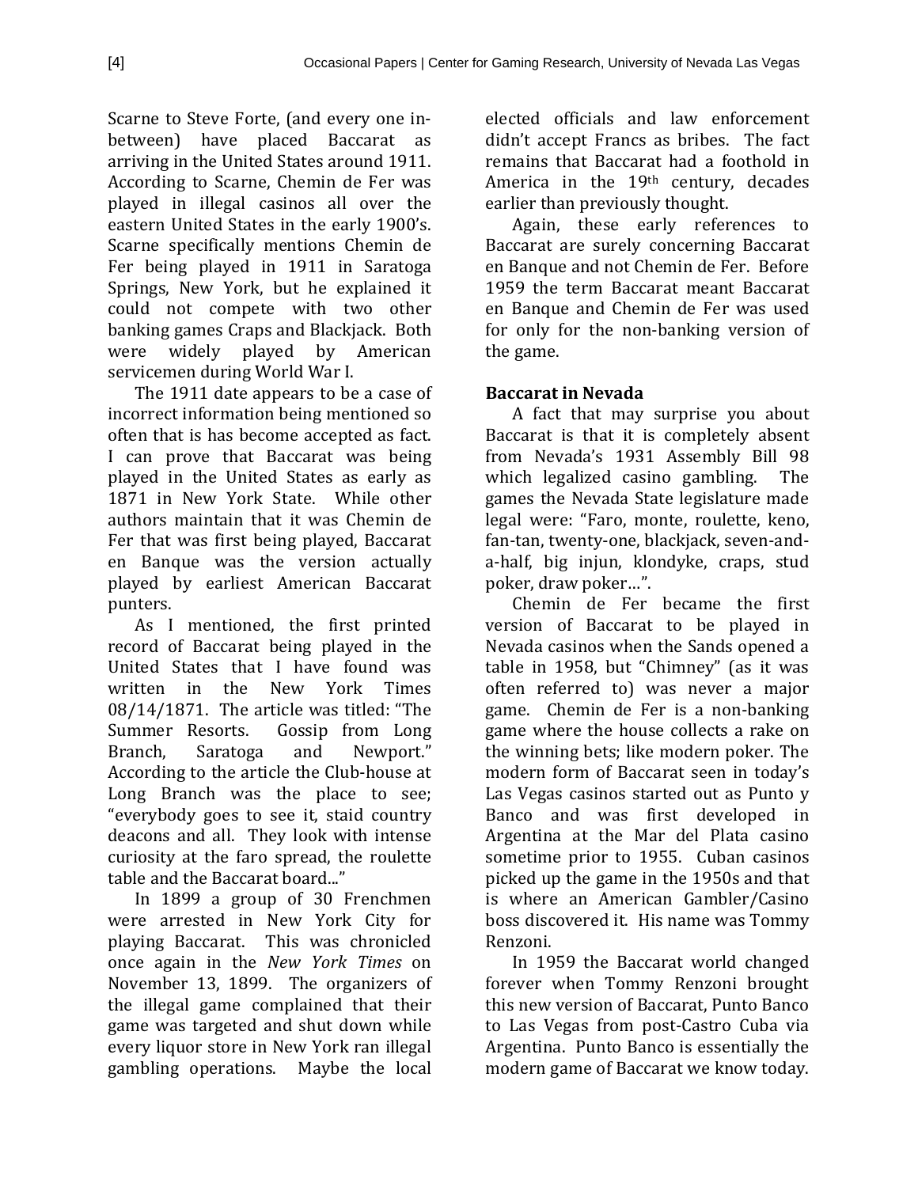Scarne to Steve Forte, (and every one in-between) have placed Baccarat as arriving in the United States around 1911. According to Scarne, Chemin de Fer was played in illegal casinos all over the eastern United States in the early 1900's. Scarne specifically mentions Chemin de Fer being played in 1911 in Saratoga Springs, New York, but he explained it could not compete with two other banking games Craps and Blackjack. Both were widely played by American servicemen during World War I.

The 1911 date appears to be a case of incorrect information being mentioned so often that is has become accepted as fact. I can prove that Baccarat was being played in the United States as early as 1871 in New York State. While other authors maintain that it was Chemin de Fer that was first being played, Baccarat en Banque was the version actually played by earliest American Baccarat punters.

As I mentioned, the first printed record of Baccarat being played in the United States that I have found was written in the New York Times 08/14/1871. The article was titled: "The Summer Resorts. Gossip from Long Branch, Saratoga and Newport." According to the article the Club-house at Long Branch was the place to see; "everybody goes to see it, staid country deacons and all. They look with intense curiosity at the faro spread, the roulette table and the Baccarat board..."

In 1899 a group of 30 Frenchmen were arrested in New York City for playing Baccarat. This was chronicled once again in the *New York Times* on November 13, 1899. The organizers of the illegal game complained that their game was targeted and shut down while every liquor store in New York ran illegal gambling operations. Maybe the local elected officials and law enforcement didn't accept Francs as bribes. The fact remains that Baccarat had a foothold in America in the 19th century, decades earlier than previously thought.

Again, these early references to Baccarat are surely concerning Baccarat en Banque and not Chemin de Fer. Before 1959 the term Baccarat meant Baccarat en Banque and Chemin de Fer was used for only for the non-banking version of the game.

## Baccarat in Nevada

A fact that may surprise you about Baccarat is that it is completely absent from Nevada's 1931 Assembly Bill 98 which legalized casino gambling. The games the Nevada State legislature made legal were: "Faro, monte, roulette, keno, fan-tan, twenty-one, blackjack, seven-and-a-half, big injun, klondyke, craps, stud poker, draw poker…".

Chemin de Fer became the first version of Baccarat to be played in Nevada casinos when the Sands opened a table in 1958, but "Chimney" (as it was often referred to) was never a major game. Chemin de Fer is a non-banking game where the house collects a rake on the winning bets; like modern poker. The modern form of Baccarat seen in today's Las Vegas casinos started out as Punto y Banco and was first developed in Argentina at the Mar del Plata casino sometime prior to 1955. Cuban casinos picked up the game in the 1950s and that is where an American Gambler/Casino boss discovered it. His name was Tommy Renzoni.

In 1959 the Baccarat world changed forever when Tommy Renzoni brought this new version of Baccarat, Punto Banco to Las Vegas from post-Castro Cuba via Argentina. Punto Banco is essentially the modern game of Baccarat we know today.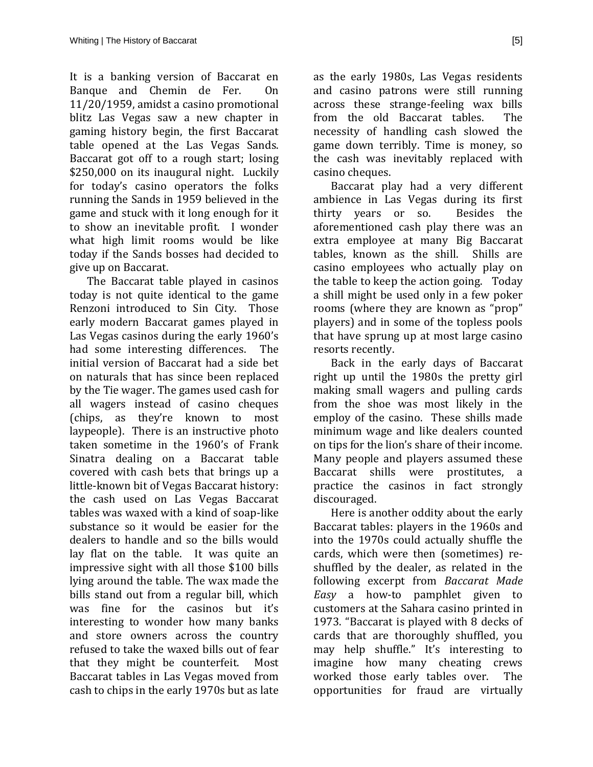It is a banking version of Baccarat en Banque and Chemin de Fer. On 11/20/1959, amidst a casino promotional blitz Las Vegas saw a new chapter in gaming history begin, the first Baccarat table opened at the Las Vegas Sands. Baccarat got off to a rough start; losing $250,000 on its inaugural night. Luckily for today's casino operators the folks running the Sands in 1959 believed in the game and stuck with it long enough for it to show an inevitable profit. I wonder what high limit rooms would be like today if the Sands bosses had decided to give up on Baccarat.

The Baccarat table played in casinos today is not quite identical to the game Renzoni introduced to Sin City. Those early modern Baccarat games played in Las Vegas casinos during the early 1960's had some interesting differences. The initial version of Baccarat had a side bet on naturals that has since been replaced by the Tie wager. The games used cash for all wagers instead of casino cheques (chips, as they're known to most laypeople). There is an instructive photo taken sometime in the 1960's of Frank Sinatra dealing on a Baccarat table covered with cash bets that brings up a little-known bit of Vegas Baccarat history: the cash used on Las Vegas Baccarat tables was waxed with a kind of soap-like substance so it would be easier for the dealers to handle and so the bills would lay flat on the table. It was quite an impressive sight with all those $100 bills lying around the table. The wax made the bills stand out from a regular bill, which was fine for the casinos but it's interesting to wonder how many banks and store owners across the country refused to take the waxed bills out of fear that they might be counterfeit. Most Baccarat tables in Las Vegas moved from cash to chips in the early 1970s but as late as the early 1980s, Las Vegas residents and casino patrons were still running across these strange-feeling wax bills from the old Baccarat tables. The necessity of handling cash slowed the game down terribly. Time is money, so the cash was inevitably replaced with casino cheques.

Baccarat play had a very different ambience in Las Vegas during its first thirty years or so. Besides the aforementioned cash play there was an extra employee at many Big Baccarat tables, known as the shill. Shills are casino employees who actually play on the table to keep the action going. Today a shill might be used only in a few poker rooms (where they are known as "prop" players) and in some of the topless pools that have sprung up at most large casino resorts recently.

Back in the early days of Baccarat right up until the 1980s the pretty girl making small wagers and pulling cards from the shoe was most likely in the employ of the casino. These shills made minimum wage and like dealers counted on tips for the lion's share of their income. Many people and players assumed these Baccarat shills were prostitutes, a practice the casinos in fact strongly discouraged.

Here is another oddity about the early Baccarat tables: players in the 1960s and into the 1970s could actually shuffle the cards, which were then (sometimes) re-shuffled by the dealer, as related in the following excerpt from *Baccarat Made Easy* a how-to pamphlet given to customers at the Sahara casino printed in 1973. "Baccarat is played with 8 decks of cards that are thoroughly shuffled, you may help shuffle." It's interesting to imagine how many cheating crews worked those early tables over. The opportunities for fraud are virtually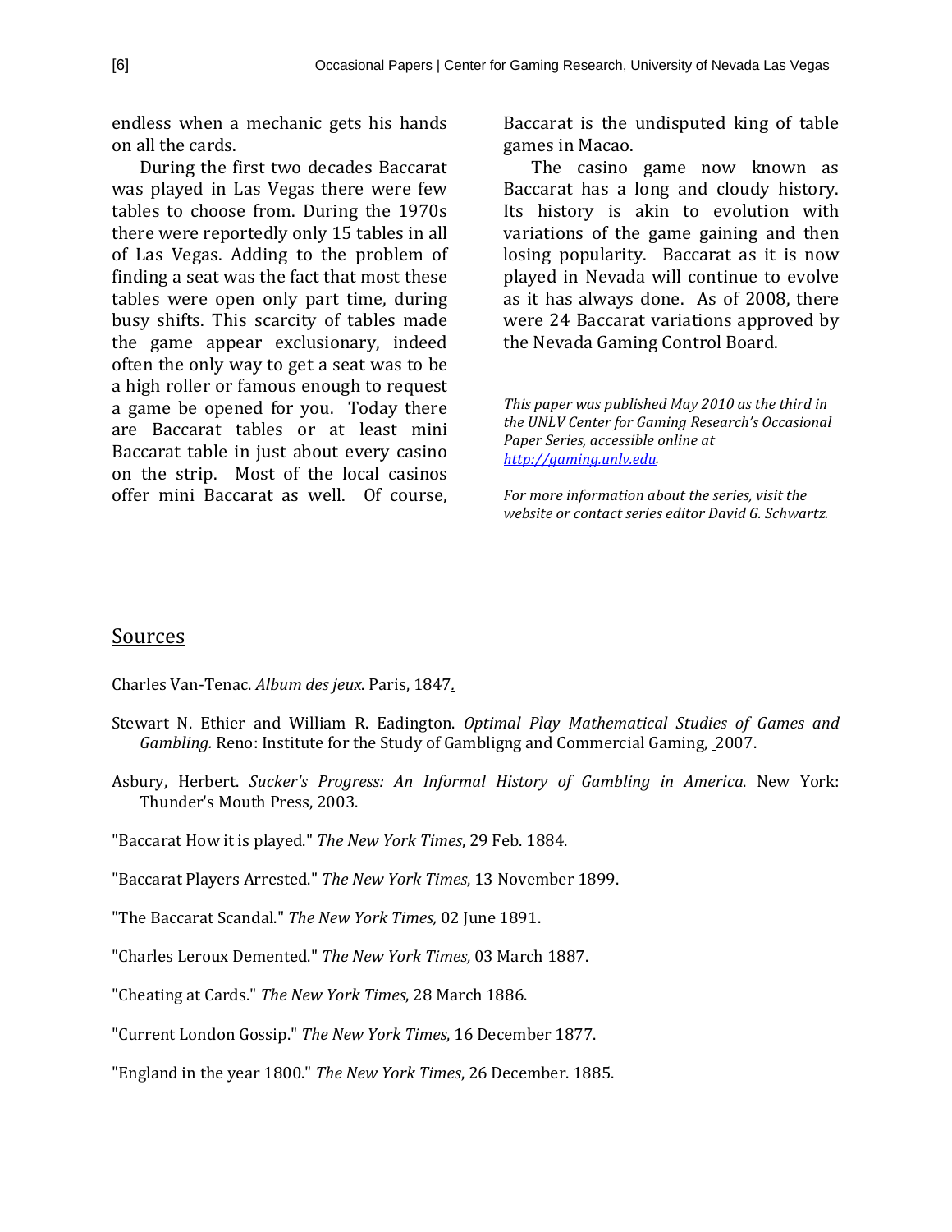endless when a mechanic gets his hands on all the cards.

During the first two decades Baccarat was played in Las Vegas there were few tables to choose from. During the 1970s there were reportedly only 15 tables in all of Las Vegas. Adding to the problem of finding a seat was the fact that most these tables were open only part time, during busy shifts. This scarcity of tables made the game appear exclusionary, indeed often the only way to get a seat was to be a high roller or famous enough to request a game be opened for you. Today there are Baccarat tables or at least mini Baccarat table in just about every casino on the strip. Most of the local casinos offer mini Baccarat as well. Of course, Baccarat is the undisputed king of table games in Macao.

The casino game now known as Baccarat has a long and cloudy history. Its history is akin to evolution with variations of the game gaining and then losing popularity. Baccarat as it is now played in Nevada will continue to evolve as it has always done. As of 2008, there were 24 Baccarat variations approved by the Nevada Gaming Control Board.

*This paper was published May 2010 as the third in the UNLV Center for Gaming Research's Occasional Paper Series, accessible online at [http://gaming.unlv.edu](http://gaming.unlv.edu).*

*For more information about the series, visit the website or contact series editor David G. Schwartz.*

## Sources

Charles Van-Tenac. *Album des jeux*. Paris, 1847.

Stewart N. Ethier and William R. Eadington. *Optimal Play Mathematical Studies of Games and Gambling.* Reno: Institute for the Study of Gambligng and Commercial Gaming, 2007.

Asbury, Herbert. *Sucker's Progress: An Informal History of Gambling in America*. New York: Thunder's Mouth Press, 2003.

"Baccarat How it is played." *The New York Times*, 29 Feb. 1884.

"Baccarat Players Arrested." *The New York Times*, 13 November 1899.

"The Baccarat Scandal." *The New York Times,* 02 June 1891.

"Charles Leroux Demented." *The New York Times,* 03 March 1887.

"Cheating at Cards." *The New York Times*, 28 March 1886.

"Current London Gossip." *The New York Times*, 16 December 1877.

"England in the year 1800." *The New York Times*, 26 December. 1885.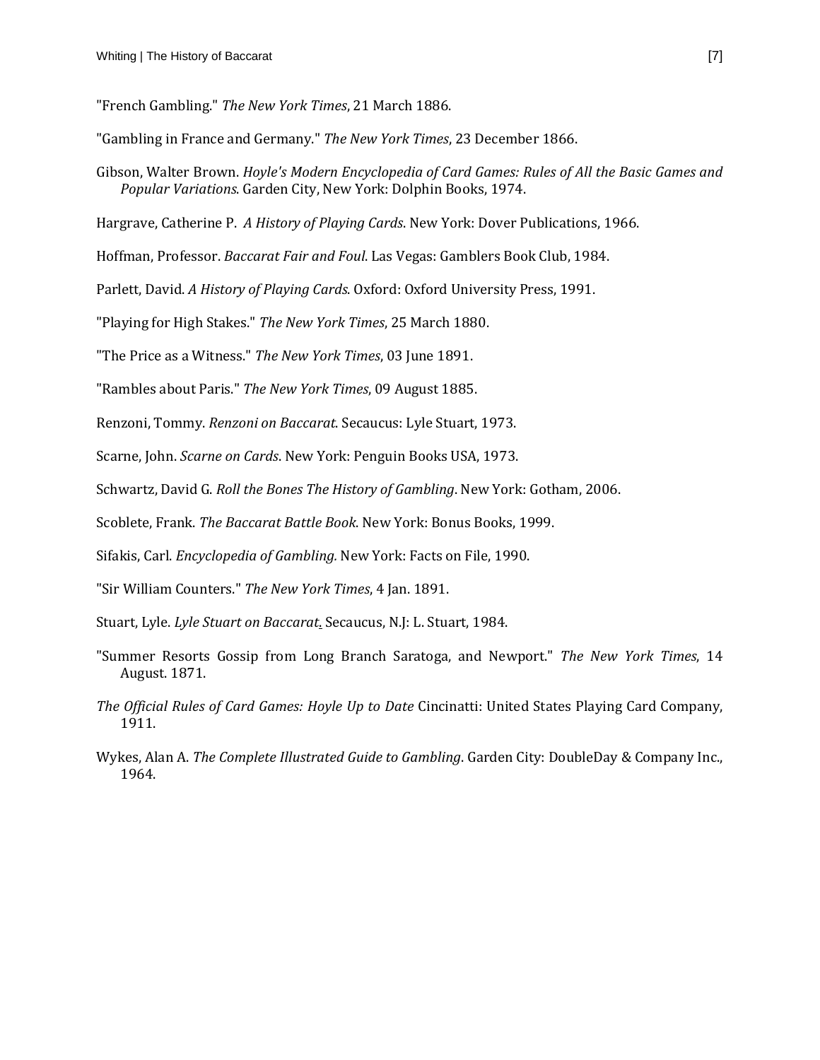"French Gambling." *The New York Times*, 21 March 1886.

"Gambling in France and Germany." *The New York Times*, 23 December 1866.

Gibson, Walter Brown. *Hoyle's Modern Encyclopedia of Card Games: Rules of All the Basic Games and Popular Variations*. Garden City, New York: Dolphin Books, 1974.

Hargrave, Catherine P. *A History of Playing Cards*. New York: Dover Publications, 1966.

Hoffman, Professor. *Baccarat Fair and Foul*. Las Vegas: Gamblers Book Club, 1984.

Parlett, David. *A History of Playing Cards*. Oxford: Oxford University Press, 1991.

"Playing for High Stakes." *The New York Times*, 25 March 1880.

"The Price as a Witness." *The New York Times*, 03 June 1891.

"Rambles about Paris." *The New York Times*, 09 August 1885.

Renzoni, Tommy. *Renzoni on Baccarat*. Secaucus: Lyle Stuart, 1973.

Scarne, John. *Scarne on Cards*. New York: Penguin Books USA, 1973.

Schwartz, David G. *Roll the Bones The History of Gambling*. New York: Gotham, 2006.

Scoblete, Frank. *The Baccarat Battle Book*. New York: Bonus Books, 1999.

Sifakis, Carl. *Encyclopedia of Gambling.* New York: Facts on File, 1990.

"Sir William Counters." *The New York Times*, 4 Jan. 1891.

Stuart, Lyle. *Lyle Stuart on Baccarat*. Secaucus, N.J: L. Stuart, 1984.

"Summer Resorts Gossip from Long Branch Saratoga, and Newport." *The New York Times*, 14 August. 1871.

*The Official Rules of Card Games: Hoyle Up to Date* Cincinatti: United States Playing Card Company, 1911.

Wykes, Alan A. *The Complete Illustrated Guide to Gambling*. Garden City: DoubleDay & Company Inc., 1964.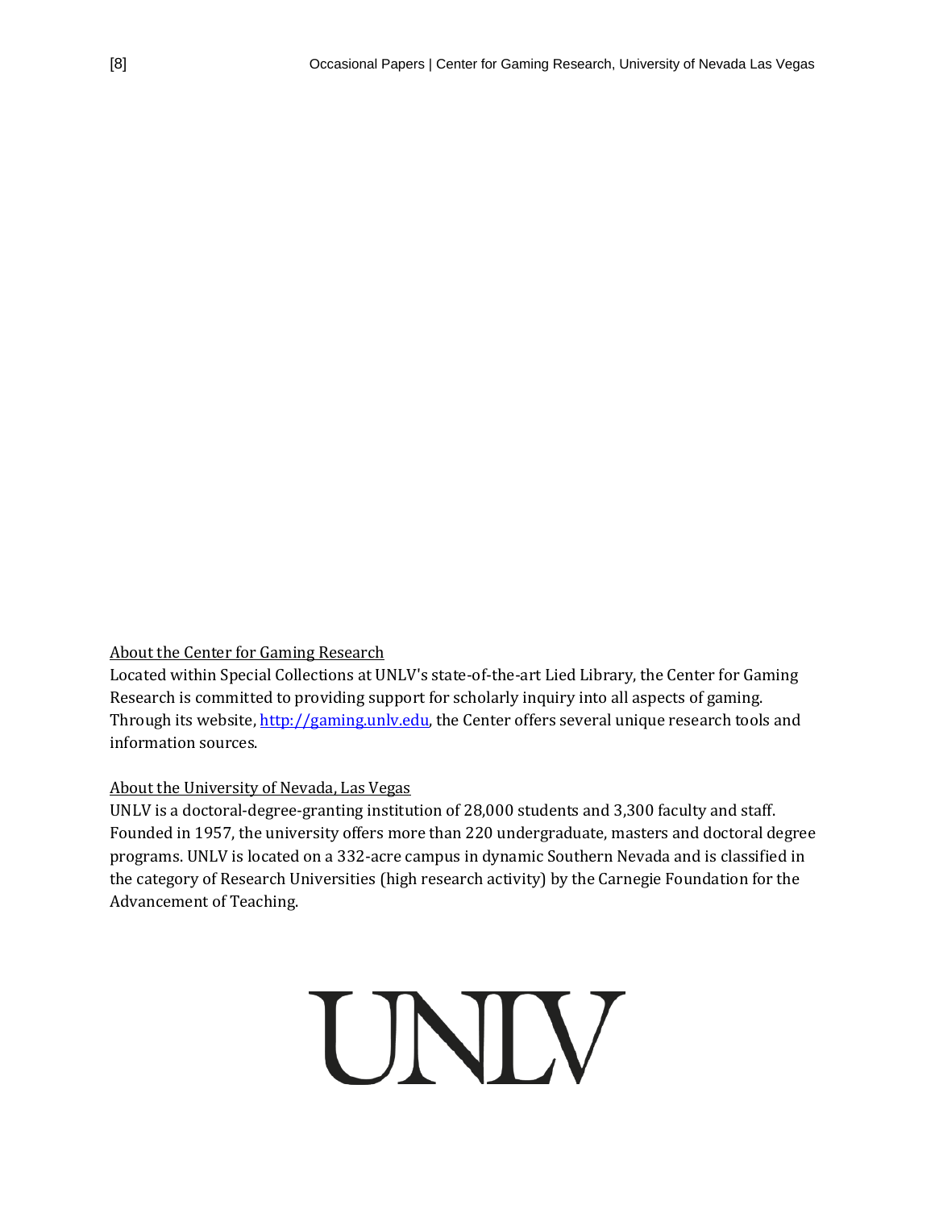About the Center for Gaming Research

Located within Special Collections at UNLV's state-of-the-art Lied Library, the Center for Gaming Research is committed to providing support for scholarly inquiry into all aspects of gaming. Through its website, http://gaming.unlv.edu, the Center offers several unique research tools and information sources.

About the University of Nevada, Las Vegas

UNLV is a doctoral-degree-granting institution of 28,000 students and 3,300 faculty and staff. Founded in 1957, the university offers more than 220 undergraduate, masters and doctoral degree programs. UNLV is located on a 332-acre campus in dynamic Southern Nevada and is classified in the category of Research Universities (high research activity) by the Carnegie Foundation for the Advancement of Teaching.

UNLV